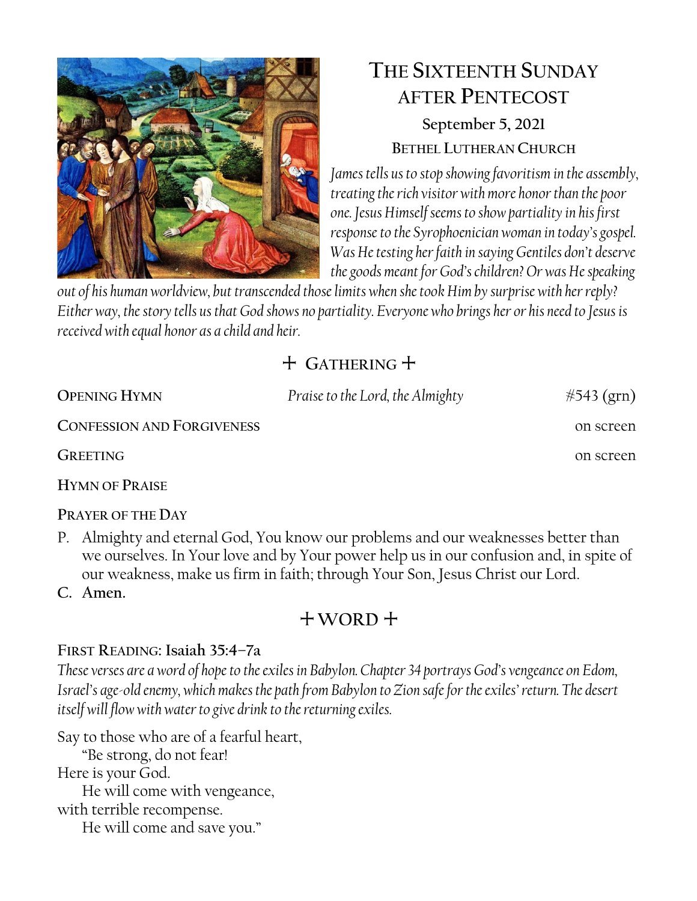# The Sixteenth Sunday after Pentecost

**September 5, 2021**

**Bethel Lutheran Church**

*James tells us to stop showing favoritism in the assembly, treating the rich visitor with more honor than the poor one. Jesus Himself seems to show partiality in his first response to the Syrophoenician woman in today's gospel. Was He testing her faith in saying Gentiles don't deserve the goods meant for God's children? Or was He speaking out of his human worldview, but transcended those limits when she took Him by surprise with her reply? Either way, the story tells us that God shows no partiality. Everyone who brings her or his need to Jesus is received with equal honor as a child and heir.*

## + Gathering +

| | | |
|---|---|---|
| **Opening Hymn** | *Praise to the Lord, the Almighty* | #543 (grn) |
| **Confession and Forgiveness** | | on screen |
| **Greeting** | | on screen |

**Hymn of Praise**

**Prayer of the Day**

P. Almighty and eternal God, You know our problems and our weaknesses better than we ourselves. In Your love and by Your power help us in our confusion and, in spite of our weakness, make us firm in faith; through Your Son, Jesus Christ our Lord.

**C. Amen.**

## + Word +

**First Reading: Isaiah 35:4–7a**

*These verses are a word of hope to the exiles in Babylon. Chapter 34 portrays God's vengeance on Edom, Israel's age-old enemy, which makes the path from Babylon to Zion safe for the exiles' return. The desert itself will flow with water to give drink to the returning exiles.*

Say to those who are of a fearful heart,  
"Be strong, do not fear!  
Here is your God.  
He will come with vengeance,  
with terrible recompense.  
He will come and save you."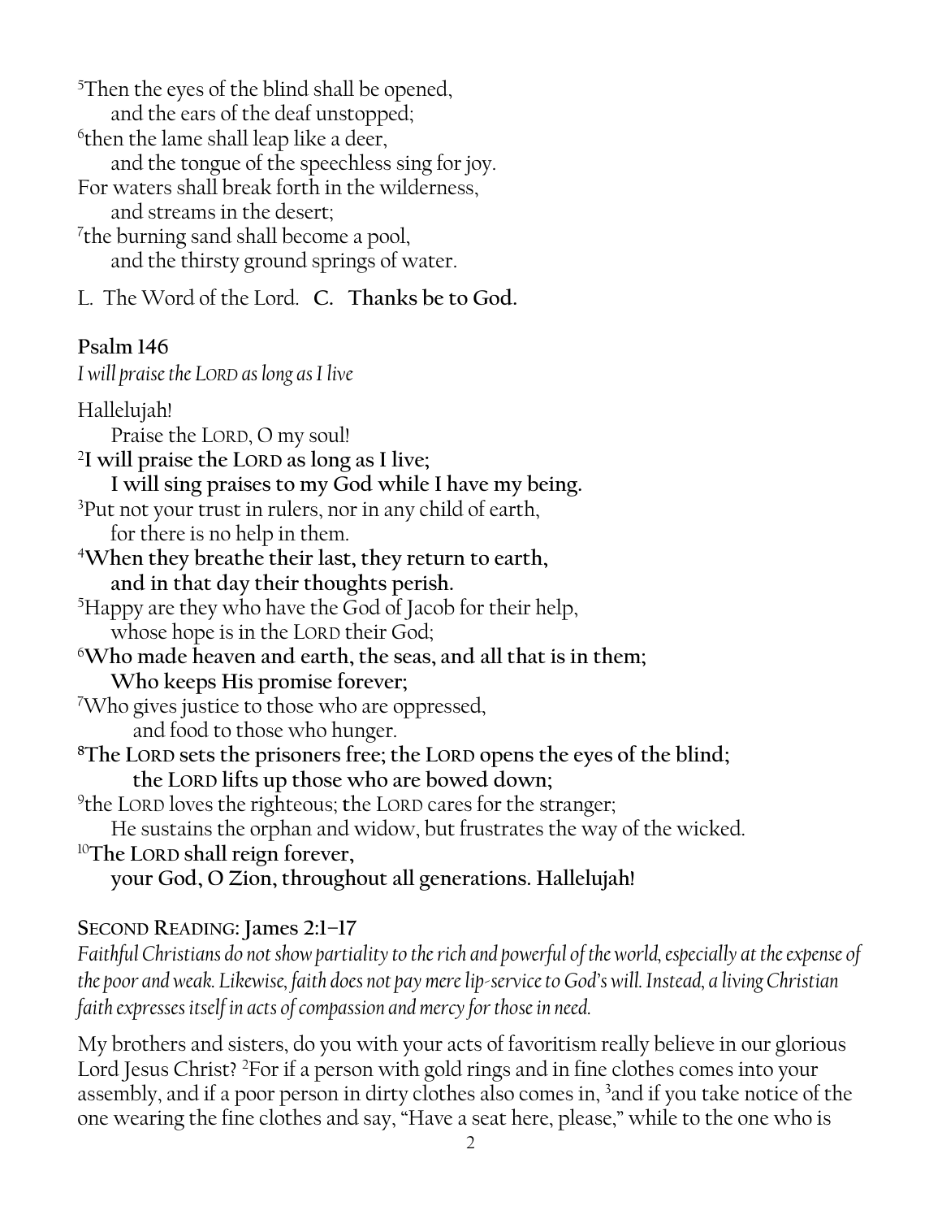[5]Then the eyes of the blind shall be opened,
and the ears of the deaf unstopped;
[6]then the lame shall leap like a deer,
and the tongue of the speechless sing for joy.
For waters shall break forth in the wilderness,
and streams in the desert;
[7]the burning sand shall become a pool,
and the thirsty ground springs of water.

L. The Word of the Lord. **C. Thanks be to God.**

**Psalm 146**

*I will praise the LORD as long as I live*

Hallelujah!
Praise the LORD, O my soul!
**[2]I will praise the LORD as long as I live;**
**I will sing praises to my God while I have my being.**
[3]Put not your trust in rulers, nor in any child of earth,
for there is no help in them.
**[4]When they breathe their last, they return to earth,**
**and in that day their thoughts perish.**
[5]Happy are they who have the God of Jacob for their help,
whose hope is in the LORD their God;
**[6]Who made heaven and earth, the seas, and all that is in them;**
**Who keeps His promise forever;**
[7]Who gives justice to those who are oppressed,
and food to those who hunger.
**[8]The LORD sets the prisoners free; the LORD opens the eyes of the blind;**
**the LORD lifts up those who are bowed down;**
[9]the LORD loves the righteous; the LORD cares for the stranger;
He sustains the orphan and widow, but frustrates the way of the wicked.
**[10]The LORD shall reign forever,**
**your God, O Zion, throughout all generations. Hallelujah!**

**SECOND READING: James 2:1–17**

*Faithful Christians do not show partiality to the rich and powerful of the world, especially at the expense of the poor and weak. Likewise, faith does not pay mere lip-service to God's will. Instead, a living Christian faith expresses itself in acts of compassion and mercy for those in need.*

My brothers and sisters, do you with your acts of favoritism really believe in our glorious Lord Jesus Christ? [2]For if a person with gold rings and in fine clothes comes into your assembly, and if a poor person in dirty clothes also comes in, [3]and if you take notice of the one wearing the fine clothes and say, "Have a seat here, please," while to the one who is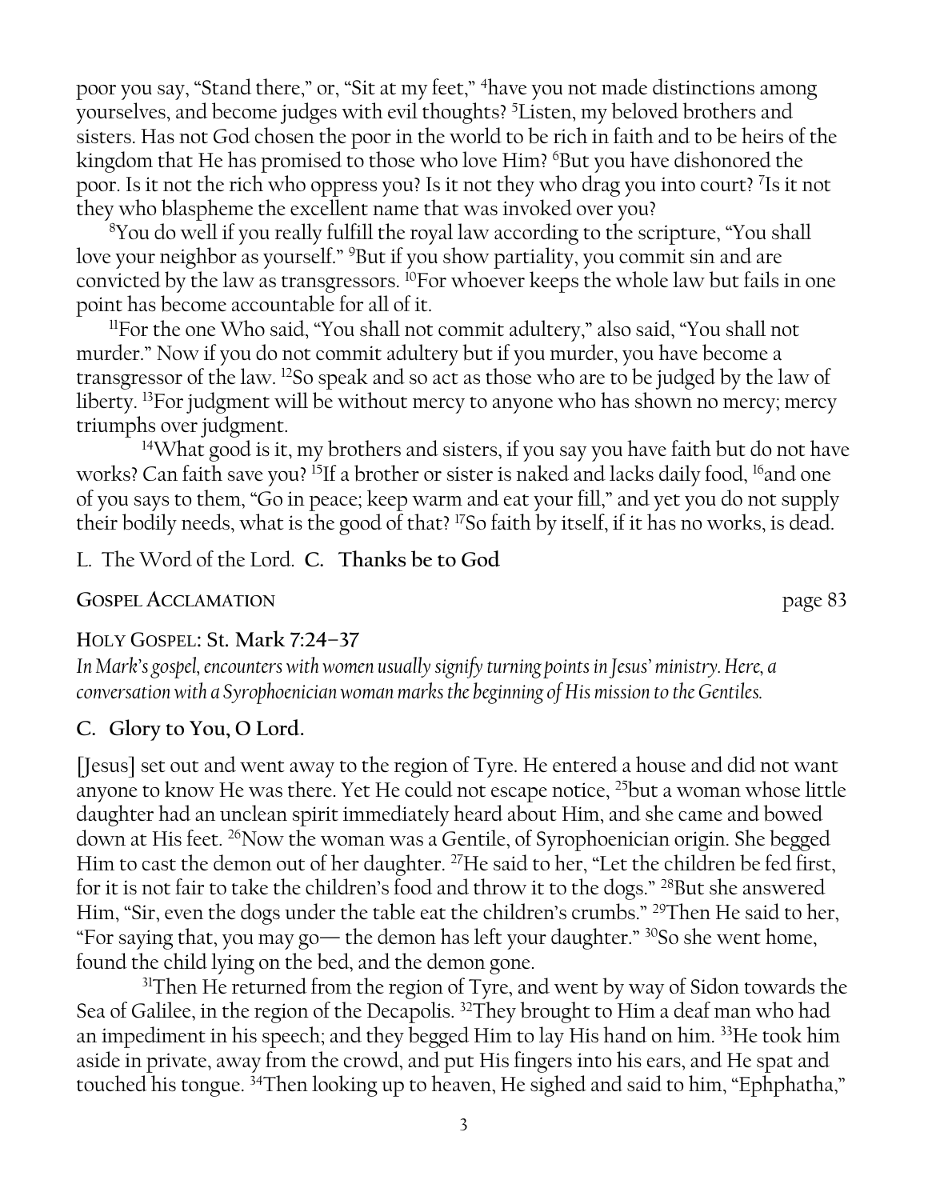poor you say, "Stand there," or, "Sit at my feet," [4]have you not made distinctions among yourselves, and become judges with evil thoughts? [5]Listen, my beloved brothers and sisters. Has not God chosen the poor in the world to be rich in faith and to be heirs of the kingdom that He has promised to those who love Him? [6]But you have dishonored the poor. Is it not the rich who oppress you? Is it not they who drag you into court? [7]Is it not they who blaspheme the excellent name that was invoked over you?

[8]You do well if you really fulfill the royal law according to the scripture, "You shall love your neighbor as yourself." [9]But if you show partiality, you commit sin and are convicted by the law as transgressors. [10]For whoever keeps the whole law but fails in one point has become accountable for all of it.

[11]For the one Who said, "You shall not commit adultery," also said, "You shall not murder." Now if you do not commit adultery but if you murder, you have become a transgressor of the law. [12]So speak and so act as those who are to be judged by the law of liberty. [13]For judgment will be without mercy to anyone who has shown no mercy; mercy triumphs over judgment.

[14]What good is it, my brothers and sisters, if you say you have faith but do not have works? Can faith save you? [15]If a brother or sister is naked and lacks daily food, [16]and one of you says to them, "Go in peace; keep warm and eat your fill," and yet you do not supply their bodily needs, what is the good of that? [17]So faith by itself, if it has no works, is dead.

L. The Word of the Lord. **C. Thanks be to God**

**GOSPEL ACCLAMATION** page 83

**HOLY GOSPEL: St. Mark 7:24–37**

*In Mark's gospel, encounters with women usually signify turning points in Jesus' ministry. Here, a conversation with a Syrophoenician woman marks the beginning of His mission to the Gentiles.*

**C. Glory to You, O Lord.**

[Jesus] set out and went away to the region of Tyre. He entered a house and did not want anyone to know He was there. Yet He could not escape notice, [25]but a woman whose little daughter had an unclean spirit immediately heard about Him, and she came and bowed down at His feet. [26]Now the woman was a Gentile, of Syrophoenician origin. She begged Him to cast the demon out of her daughter. [27]He said to her, "Let the children be fed first, for it is not fair to take the children's food and throw it to the dogs." [28]But she answered Him, "Sir, even the dogs under the table eat the children's crumbs." [29]Then He said to her, "For saying that, you may go— the demon has left your daughter." [30]So she went home, found the child lying on the bed, and the demon gone.

[31]Then He returned from the region of Tyre, and went by way of Sidon towards the Sea of Galilee, in the region of the Decapolis. [32]They brought to Him a deaf man who had an impediment in his speech; and they begged Him to lay His hand on him. [33]He took him aside in private, away from the crowd, and put His fingers into his ears, and He spat and touched his tongue. [34]Then looking up to heaven, He sighed and said to him, "Ephphatha,"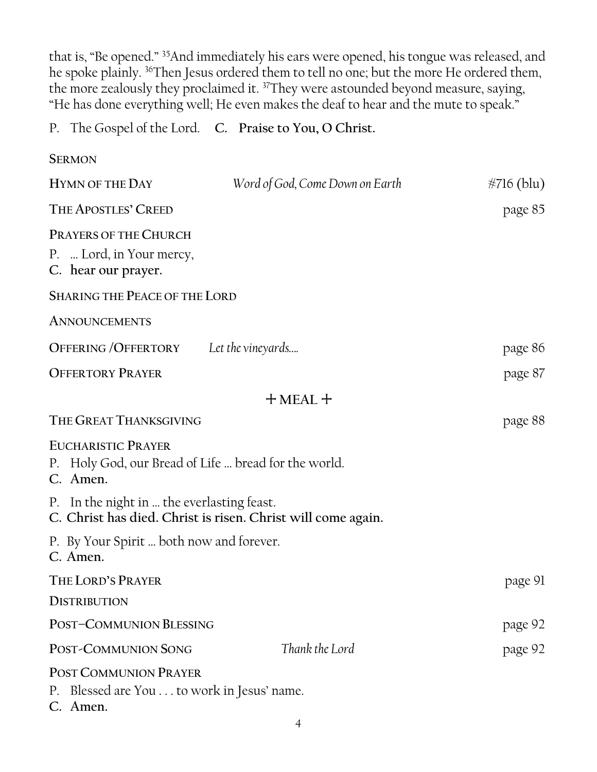that is, "Be opened." [35]And immediately his ears were opened, his tongue was released, and he spoke plainly. [36]Then Jesus ordered them to tell no one; but the more He ordered them, the more zealously they proclaimed it. [37]They were astounded beyond measure, saying, "He has done everything well; He even makes the deaf to hear and the mute to speak."

P. The Gospel of the Lord. **C. Praise to You, O Christ.**

**SERMON**

**HYMN OF THE DAY** *Word of God, Come Down on Earth* #716 (blu)

**THE APOSTLES' CREED** page 85

**PRAYERS OF THE CHURCH**

P. … Lord, in Your mercy,
**C. hear our prayer.**

**SHARING THE PEACE OF THE LORD**

**ANNOUNCEMENTS**

**OFFERING /OFFERTORY** *Let the vineyards….* page 86

**OFFERTORY PRAYER** page 87

## + MEAL +

**THE GREAT THANKSGIVING** page 88

**EUCHARISTIC PRAYER**

P. Holy God, our Bread of Life … bread for the world.
**C. Amen.**

P. In the night in … the everlasting feast.
**C. Christ has died. Christ is risen. Christ will come again.**

P. By Your Spirit … both now and forever.
**C. Amen.**

**THE LORD'S PRAYER** page 91

**DISTRIBUTION**

**POST–COMMUNION BLESSING** page 92

**POST-COMMUNION SONG** *Thank the Lord* page 92

**POST COMMUNION PRAYER**

P. Blessed are You . . . to work in Jesus' name.
**C. Amen.**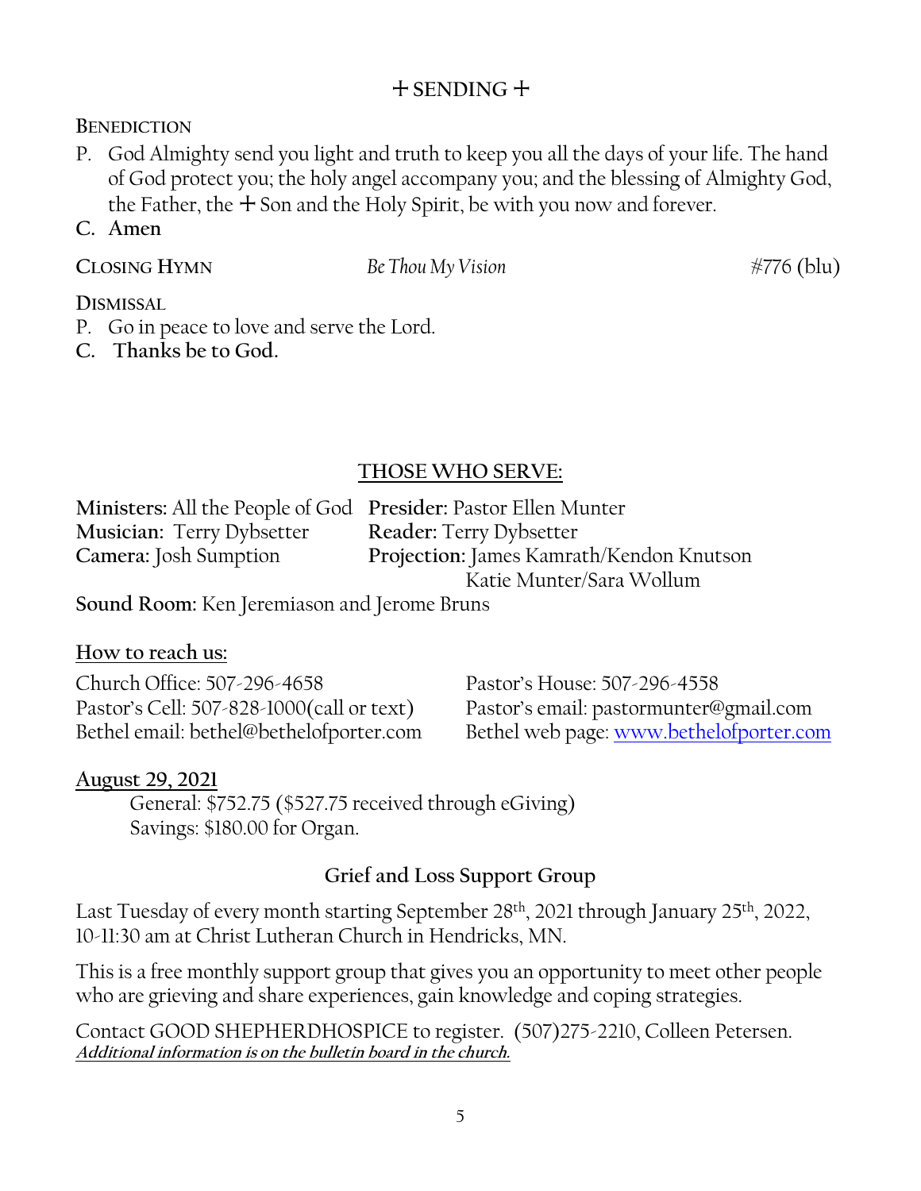## + SENDING +

**BENEDICTION**

P. God Almighty send you light and truth to keep you all the days of your life. The hand of God protect you; the holy angel accompany you; and the blessing of Almighty God, the Father, the + Son and the Holy Spirit, be with you now and forever.

**C. Amen**

**CLOSING HYMN** *Be Thou My Vision* #776 (blu)

**DISMISSAL**

P. Go in peace to love and serve the Lord.

**C. Thanks be to God.**

## THOSE WHO SERVE:

**Ministers:** All the People of God
**Presider:** Pastor Ellen Munter
**Musician:** Terry Dybsetter
**Reader:** Terry Dybsetter
**Camera:** Josh Sumption
**Projection:** James Kamrath/Kendon Knutson
Katie Munter/Sara Wollum
**Sound Room:** Ken Jeremiason and Jerome Bruns

**How to reach us:**

Church Office: 507-296-4658
Pastor's House: 507-296-4558
Pastor's Cell: 507-828-1000(call or text)
Pastor's email: pastormunter@gmail.com
Bethel email: bethel@bethelofporter.com
Bethel web page: www.bethelofporter.com

**August 29, 2021**

General: $752.75 ($527.75 received through eGiving)
Savings: $180.00 for Organ.

### Grief and Loss Support Group

Last Tuesday of every month starting September 28th, 2021 through January 25th, 2022, 10-11:30 am at Christ Lutheran Church in Hendricks, MN.

This is a free monthly support group that gives you an opportunity to meet other people who are grieving and share experiences, gain knowledge and coping strategies.

Contact GOOD SHEPHERDHOSPICE to register. (507)275-2210, Colleen Petersen.
***Additional information is on the bulletin board in the church.***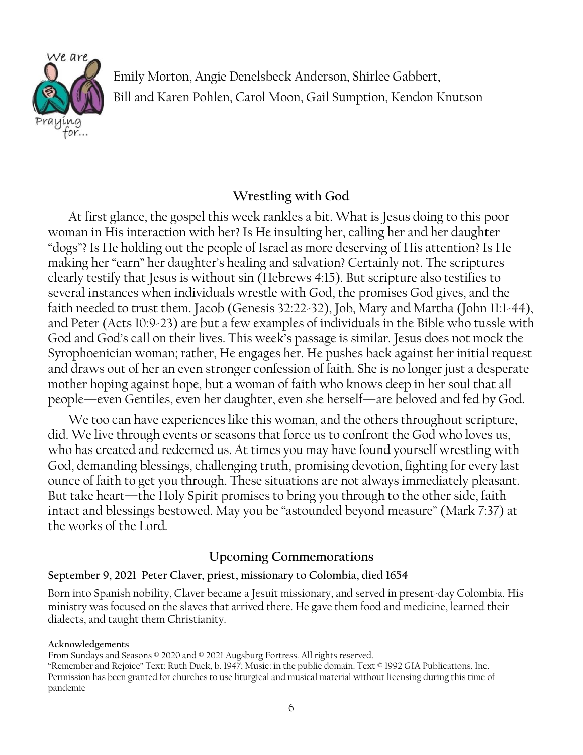Emily Morton, Angie Denelsbeck Anderson, Shirlee Gabbert, Bill and Karen Pohlen, Carol Moon, Gail Sumption, Kendon Knutson

## Wrestling with God

At first glance, the gospel this week rankles a bit. What is Jesus doing to this poor woman in His interaction with her? Is He insulting her, calling her and her daughter "dogs"? Is He holding out the people of Israel as more deserving of His attention? Is He making her "earn" her daughter's healing and salvation? Certainly not. The scriptures clearly testify that Jesus is without sin (Hebrews 4:15). But scripture also testifies to several instances when individuals wrestle with God, the promises God gives, and the faith needed to trust them. Jacob (Genesis 32:22-32), Job, Mary and Martha (John 11:1-44), and Peter (Acts 10:9-23) are but a few examples of individuals in the Bible who tussle with God and God's call on their lives. This week's passage is similar. Jesus does not mock the Syrophoenician woman; rather, He engages her. He pushes back against her initial request and draws out of her an even stronger confession of faith. She is no longer just a desperate mother hoping against hope, but a woman of faith who knows deep in her soul that all people—even Gentiles, even her daughter, even she herself—are beloved and fed by God.

We too can have experiences like this woman, and the others throughout scripture, did. We live through events or seasons that force us to confront the God who loves us, who has created and redeemed us. At times you may have found yourself wrestling with God, demanding blessings, challenging truth, promising devotion, fighting for every last ounce of faith to get you through. These situations are not always immediately pleasant. But take heart—the Holy Spirit promises to bring you through to the other side, faith intact and blessings bestowed. May you be "astounded beyond measure" (Mark 7:37) at the works of the Lord.

## Upcoming Commemorations

**September 9, 2021 Peter Claver, priest, missionary to Colombia, died 1654**

Born into Spanish nobility, Claver became a Jesuit missionary, and served in present-day Colombia. His ministry was focused on the slaves that arrived there. He gave them food and medicine, learned their dialects, and taught them Christianity.

**Acknowledgements**

From Sundays and Seasons © 2020 and © 2021 Augsburg Fortress. All rights reserved.
"Remember and Rejoice" Text: Ruth Duck, b. 1947; Music: in the public domain. Text © 1992 GIA Publications, Inc.
Permission has been granted for churches to use liturgical and musical material without licensing during this time of pandemic